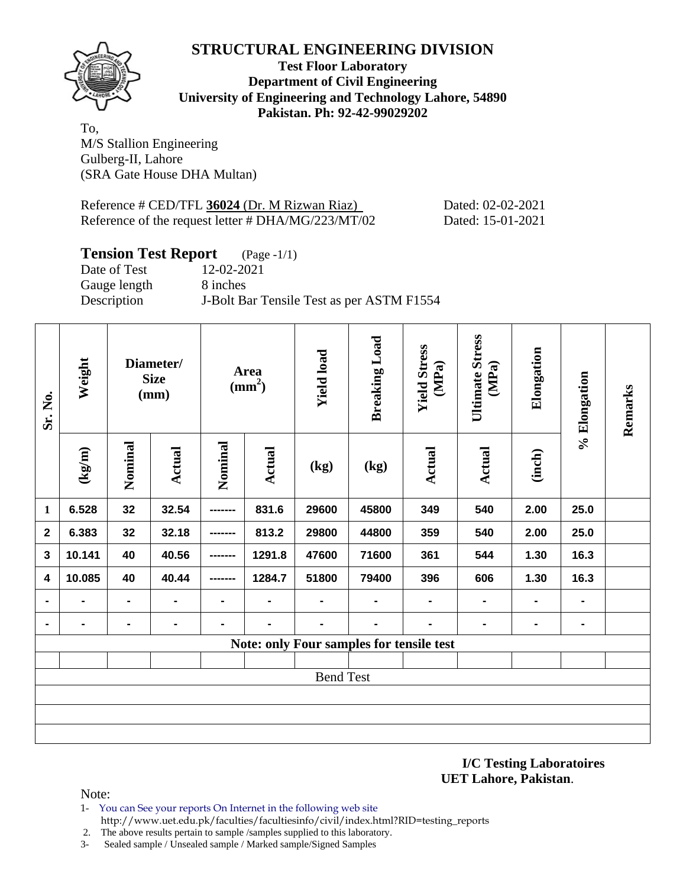# STRUCTURAL ENGINEERING DIVISION

**Test Floor Laboratory**
**Department of Civil Engineering**
**University of Engineering and Technology Lahore, 54890**
**Pakistan. Ph: 92-42-99029202**

To,
M/S Stallion Engineering
Gulberg-II, Lahore
(SRA Gate House DHA Multan)

Reference # CED/TFL **36024** (Dr. M Rizwan Riaz) Dated: 02-02-2021
Reference of the request letter # DHA/MG/223/MT/02 Dated: 15-01-2021

## Tension Test Report (Page -1/1)

Date of Test 12-02-2021
Gauge length 8 inches
Description J-Bolt Bar Tensile Test as per ASTM F1554

| Sr. No. | Weight | Diameter/ Size (mm) | | Area ($mm^2$) | | Yield load | Breaking Load | Yield Stress (MPa) | Ultimate Stress (MPa) | Elongation | % Elongation | Remarks |
|---|---|---|---|---|---|---|---|---|---|---|---|---|
| | (kg/m) | Nominal | Actual | Nominal | Actual | (kg) | (kg) | Actual | Actual | (inch) | | |
| 1 | 6.528 | 32 | 32.54 | ------- | 831.6 | 29600 | 45800 | 349 | 540 | 2.00 | 25.0 | |
| 2 | 6.383 | 32 | 32.18 | ------- | 813.2 | 29800 | 44800 | 359 | 540 | 2.00 | 25.0 | |
| 3 | 10.141 | 40 | 40.56 | ------- | 1291.8 | 47600 | 71600 | 361 | 544 | 1.30 | 16.3 | |
| 4 | 10.085 | 40 | 40.44 | ------- | 1284.7 | 51800 | 79400 | 396 | 606 | 1.30 | 16.3 | |
| - | - | - | - | - | - | - | - | - | - | - | - | |
| - | - | - | - | - | - | - | - | - | - | - | - | |
| Note: only Four samples for tensile test | | | | | | | | | | | | |
| | | | | | | | | | | | | |
| Bend Test | | | | | | | | | | | | |

**I/C Testing Laboratoires**
**UET Lahore, Pakistan**.

Note:

1- You can See your reports On Internet in the following web site
http://www.uet.edu.pk/faculties/facultiesinfo/civil/index.html?RID=testing_reports
2. The above results pertain to sample /samples supplied to this laboratory.
3- Sealed sample / Unsealed sample / Marked sample/Signed Samples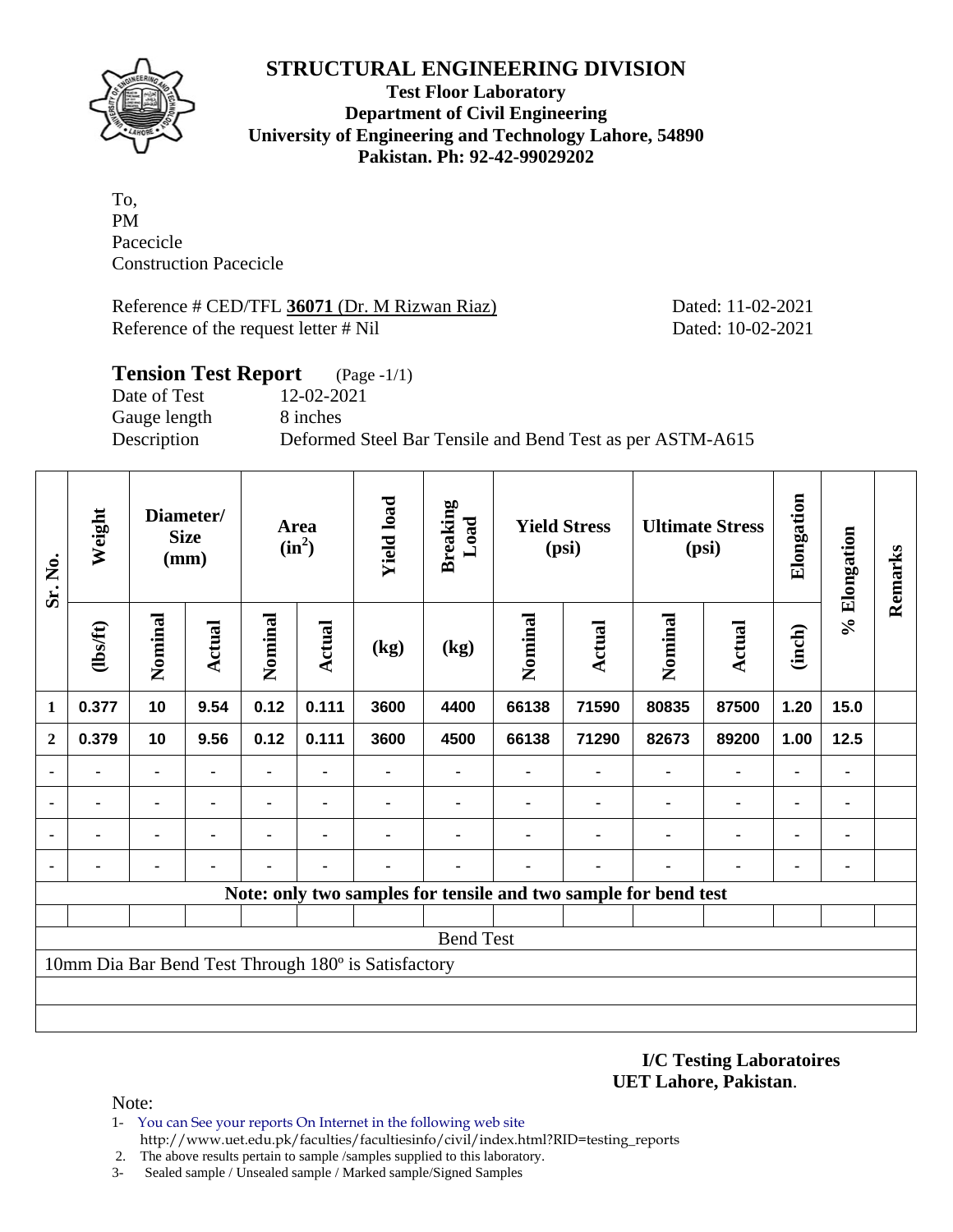# STRUCTURAL ENGINEERING DIVISION

**Test Floor Laboratory**
**Department of Civil Engineering**
**University of Engineering and Technology Lahore, 54890**
**Pakistan. Ph: 92-42-99029202**

To,
PM
Pacecicle
Construction Pacecicle

Reference # CED/TFL **36071** (Dr. M Rizwan Riaz) Dated: 11-02-2021
Reference of the request letter # Nil Dated: 10-02-2021

## Tension Test Report (Page -1/1)

Date of Test 12-02-2021
Gauge length 8 inches
Description Deformed Steel Bar Tensile and Bend Test as per ASTM-A615

| Sr. No. | Weight | Diameter/ Size (mm) | | Area ($in^2$) | | Yield load | Breaking Load | Yield Stress (psi) | | Ultimate Stress (psi) | | Elongation | % Elongation | Remarks |
|---|---|---|---|---|---|---|---|---|---|---|---|---|---|---|
| | (lbs/ft) | Nominal | Actual | Nominal | Actual | (kg) | (kg) | Nominal | Actual | Nominal | Actual | (inch) | | |
| 1 | 0.377 | 10 | 9.54 | 0.12 | 0.111 | 3600 | 4400 | 66138 | 71590 | 80835 | 87500 | 1.20 | 15.0 | |
| 2 | 0.379 | 10 | 9.56 | 0.12 | 0.111 | 3600 | 4500 | 66138 | 71290 | 82673 | 89200 | 1.00 | 12.5 | |
| - | - | - | - | - | - | - | - | - | - | - | - | - | - | |
| - | - | - | - | - | - | - | - | - | - | - | - | - | - | |
| - | - | - | - | - | - | - | - | - | - | - | - | - | - | |
| - | - | - | - | - | - | - | - | - | - | - | - | - | - | |
| Note: only two samples for tensile and two sample for bend test | | | | | | | | | | | | | | |
| Bend Test | | | | | | | | | | | | | | |
| 10mm Dia Bar Bend Test Through 180º is Satisfactory | | | | | | | | | | | | | | |

**I/C Testing Laboratoires**
**UET Lahore, Pakistan**.

Note:
1- You can See your reports On Internet in the following web site
http://www.uet.edu.pk/faculties/facultiesinfo/civil/index.html?RID=testing_reports
2. The above results pertain to sample /samples supplied to this laboratory.
3- Sealed sample / Unsealed sample / Marked sample/Signed Samples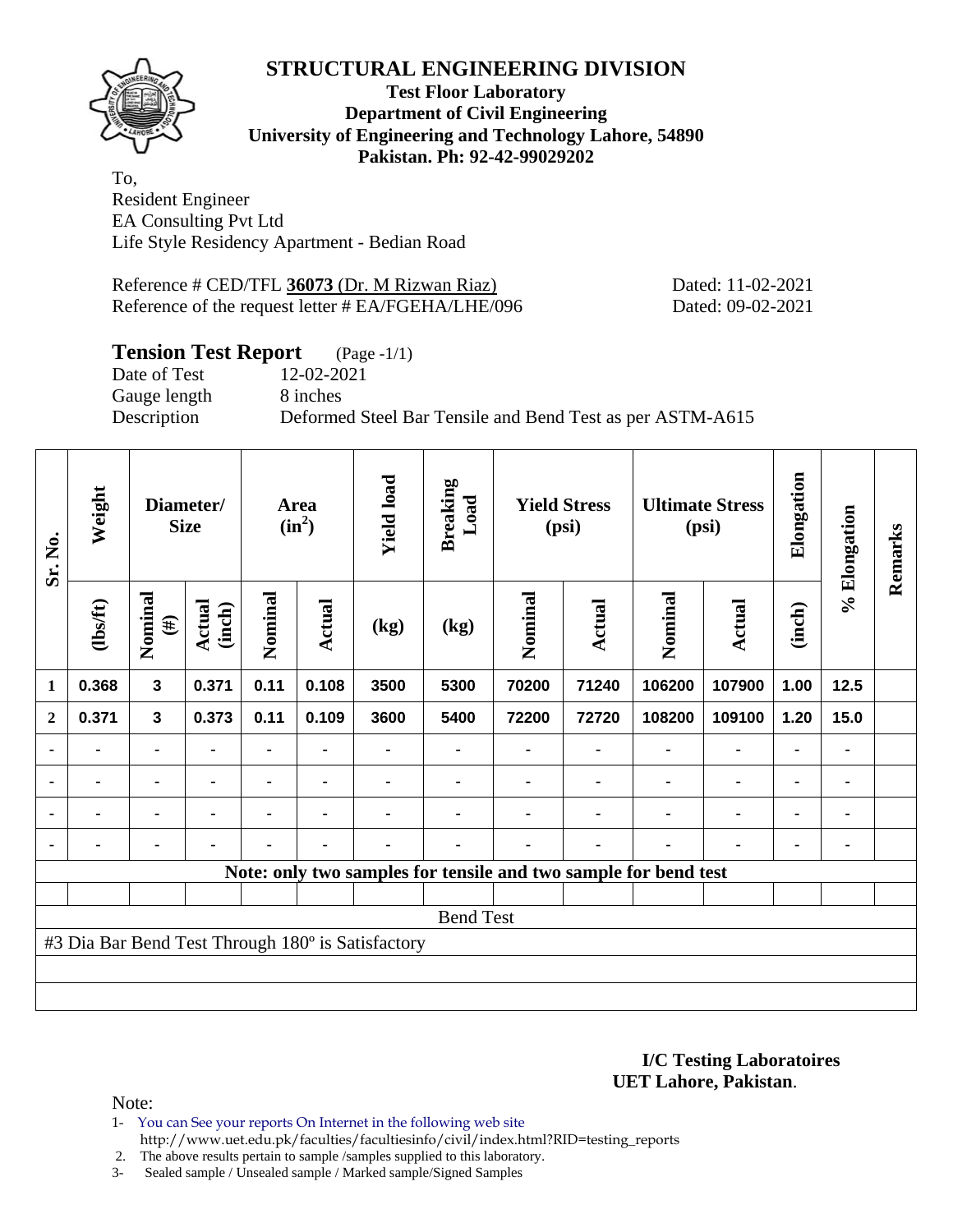# STRUCTURAL ENGINEERING DIVISION

**Test Floor Laboratory**
**Department of Civil Engineering**
**University of Engineering and Technology Lahore, 54890**
**Pakistan. Ph: 92-42-99029202**

To,
Resident Engineer
EA Consulting Pvt Ltd
Life Style Residency Apartment - Bedian Road

Reference # CED/TFL **36073** (Dr. M Rizwan Riaz) Dated: 11-02-2021
Reference of the request letter # EA/FGEHA/LHE/096 Dated: 09-02-2021

## Tension Test Report (Page -1/1)

Date of Test 12-02-2021
Gauge length 8 inches
Description Deformed Steel Bar Tensile and Bend Test as per ASTM-A615

| Sr. No. | Weight | Diameter/ Size | | Area ($in^2$) | | Yield load | Breaking Load | Yield Stress (psi) | | Ultimate Stress (psi) | | Elongation | % Elongation | Remarks |
|---|---|---|---|---|---|---|---|---|---|---|---|---|---|---|
| | (lbs/ft) | Nominal (#) | Actual (inch) | Nominal | Actual | (kg) | (kg) | Nominal | Actual | Nominal | Actual | (inch) | | |
| 1 | 0.368 | 3 | 0.371 | 0.11 | 0.108 | 3500 | 5300 | 70200 | 71240 | 106200 | 107900 | 1.00 | 12.5 | |
| 2 | 0.371 | 3 | 0.373 | 0.11 | 0.109 | 3600 | 5400 | 72200 | 72720 | 108200 | 109100 | 1.20 | 15.0 | |
| - | - | - | - | - | - | - | - | - | - | - | - | - | - | |
| - | - | - | - | - | - | - | - | - | - | - | - | - | - | |
| - | - | - | - | - | - | - | - | - | - | - | - | - | - | |
| - | - | - | - | - | - | - | - | - | - | - | - | - | - | |

**Note: only two samples for tensile and two sample for bend test**

Bend Test

#3 Dia Bar Bend Test Through 180º is Satisfactory

**I/C Testing Laboratoires**
**UET Lahore, Pakistan**.

Note:

1- You can See your reports On Internet in the following web site
http://www.uet.edu.pk/faculties/facultiesinfo/civil/index.html?RID=testing_reports
2. The above results pertain to sample /samples supplied to this laboratory.
3- Sealed sample / Unsealed sample / Marked sample/Signed Samples